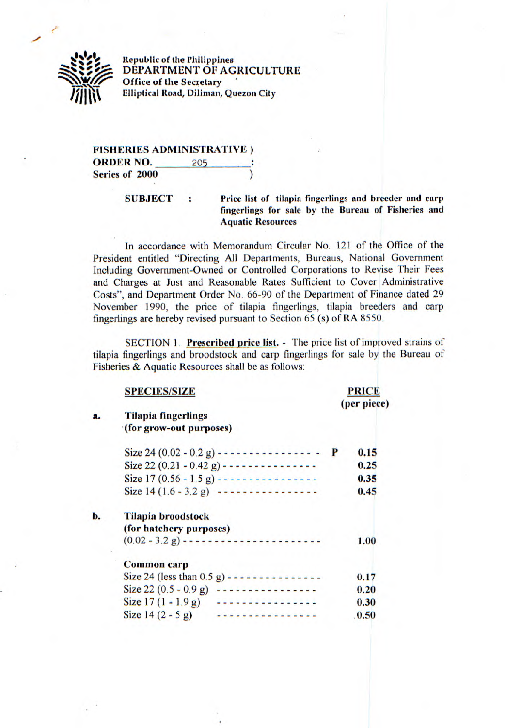Republic of the Philippines
**DEPARTMENT OF AGRICULTURE**
Office of the Secretary
Elliptical Road, Diliman, Quezon City

**FISHERIES ADMINISTRATIVE )**
**ORDER NO. 205 :**
**Series of 2000 )**

**SUBJECT :** **Price list of tilapia fingerlings and breeder and carp fingerlings for sale by the Bureau of Fisheries and Aquatic Resources**

In accordance with Memorandum Circular No. 121 of the Office of the President entitled "Directing All Departments, Bureaus, National Government Including Government-Owned or Controlled Corporations to Revise Their Fees and Charges at Just and Reasonable Rates Sufficient to Cover Administrative Costs", and Department Order No. 66-90 of the Department of Finance dated 29 November 1990, the price of tilapia fingerlings, tilapia breeders and carp fingerlings are hereby revised pursuant to Section 65 (s) of RA 8550.

SECTION 1. **Prescribed price list.** - The price list of improved strains of tilapia fingerlings and broodstock and carp fingerlings for sale by the Bureau of Fisheries & Aquatic Resources shall be as follows:

| **SPECIES/SIZE** | **PRICE (per piece)** |
|---|---|
| **a. Tilapia fingerlings (for grow-out purposes)** | |
| Size 24 (0.02 - 0.2 g) | P 0.15 |
| Size 22 (0.21 - 0.42 g) | 0.25 |
| Size 17 (0.56 - 1.5 g) | 0.35 |
| Size 14 (1.6 - 3.2 g) | 0.45 |
| **b. Tilapia broodstock (for hatchery purposes)** | |
| (0.02 - 3.2 g) | 1.00 |
| **Common carp** | |
| Size 24 (less than 0.5 g) | 0.17 |
| Size 22 (0.5 - 0.9 g) | 0.20 |
| Size 17 (1 - 1.9 g) | 0.30 |
| Size 14 (2 - 5 g) | 0.50 |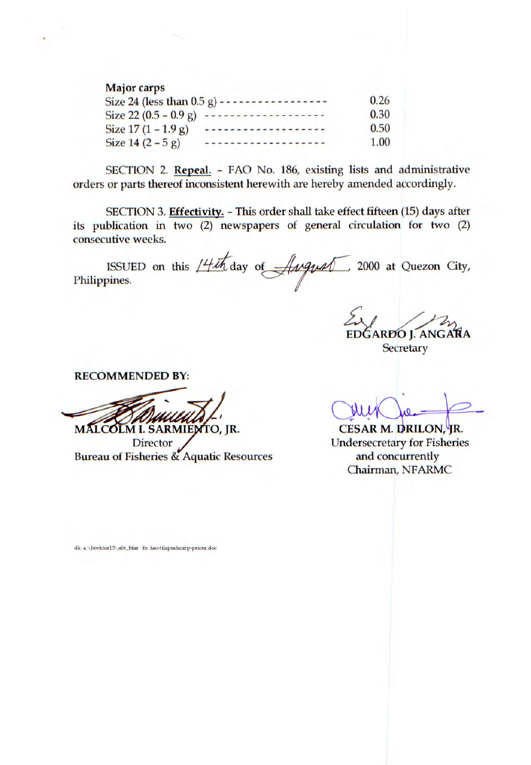**Major carps**

| | |
|---|---|
| Size 24 (less than 0.5 g) ----------------- | 0.26 |
| Size 22 (0.5 – 0.9 g) ------------------- | 0.30 |
| Size 17 (1 – 1.9 g) ------------------- | 0.50 |
| Size 14 (2 – 5 g) ------------------- | 1.00 |

SECTION 2. **Repeal.** – FAO No. 186, existing lists and administrative orders or parts thereof inconsistent herewith are hereby amended accordingly.

SECTION 3. **Effectivity.** – This order shall take effect fifteen (15) days after its publication in two (2) newspapers of general circulation for two (2) consecutive weeks.

ISSUED on this 14th day of August, 2000 at Quezon City, Philippines.

EDGARDO J. ANGARA
Secretary

**RECOMMENDED BY:**

MALCOLM I. SARMIENTO, JR.
Director
Bureau of Fisheries & Aquatic Resources

CESAR M. DRILON, JR.
Undersecretary for Fisheries
and concurrently
Chairman, NFARMC

dk: a:\beektor15\abt_bfar fn: fao-tilapia&carp-prices.doc